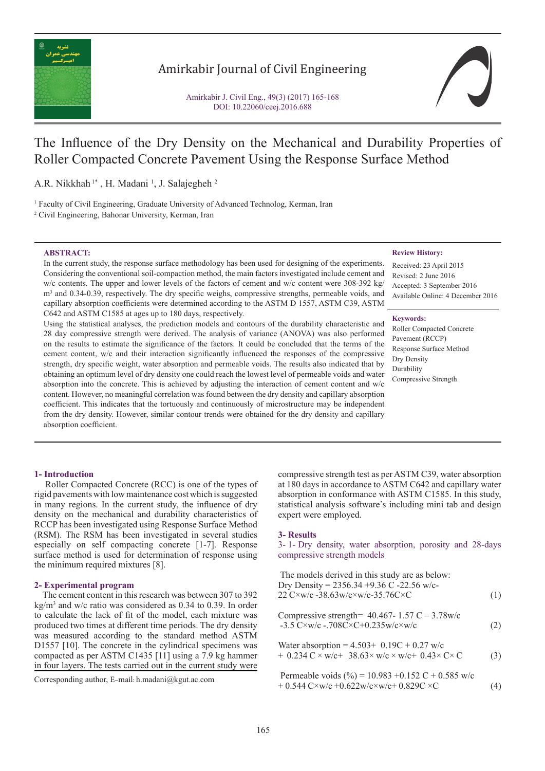Amirkabir Journal of Civil Engineering

Amirkabir J. Civil Eng., 49(3) (2017) 165-168
DOI: 10.22060/ceej.2016.688

# The Influence of the Dry Density on the Mechanical and Durability Properties of Roller Compacted Concrete Pavement Using the Response Surface Method

A.R. Nikkhah [1*] , H. Madani [1], J. Salajegheh [2]

[1] Faculty of Civil Engineering, Graduate University of Advanced Technolog, Kerman, Iran
[2] Civil Engineering, Bahonar University, Kerman, Iran

**ABSTRACT:**

In the current study, the response surface methodology has been used for designing of the experiments. Considering the conventional soil-compaction method, the main factors investigated include cement and w/c contents. The upper and lower levels of the factors of cement and w/c content were 308-392 kg/m$^3$ and 0.34-0.39, respectively. The dry specific weighs, compressive strengths, permeable voids, and capillary absorption coefficients were determined according to the ASTM D 1557, ASTM C39, ASTM C642 and ASTM C1585 at ages up to 180 days, respectively.

Using the statistical analyses, the prediction models and contours of the durability characteristic and 28 day compressive strength were derived. The analysis of variance (ANOVA) was also performed on the results to estimate the significance of the factors. It could be concluded that the terms of the cement content, w/c and their interaction significantly influenced the responses of the compressive strength, dry specific weight, water absorption and permeable voids. The results also indicated that by obtaining an optimum level of dry density one could reach the lowest level of permeable voids and water absorption into the concrete. This is achieved by adjusting the interaction of cement content and w/c content. However, no meaningful correlation was found between the dry density and capillary absorption coefficient. This indicates that the tortuously and continuously of microstructure may be independent from the dry density. However, similar contour trends were obtained for the dry density and capillary absorption coefficient.

**Review History:**

Received: 23 April 2015
Revised: 2 June 2016
Accepted: 3 September 2016
Available Online: 4 December 2016

**Keywords:**

Roller Compacted Concrete Pavement (RCCP)
Response Surface Method
Dry Density
Durability
Compressive Strength

## 1- Introduction

Roller Compacted Concrete (RCC) is one of the types of rigid pavements with low maintenance cost which is suggested in many regions. In the current study, the influence of dry density on the mechanical and durability characteristics of RCCP has been investigated using Response Surface Method (RSM). The RSM has been investigated in several studies especially on self compacting concrete [1-7]. Response surface method is used for determination of response using the minimum required mixtures [8].

## 2- Experimental program

The cement content in this research was between 307 to 392 kg/m$^3$ and w/c ratio was considered as 0.34 to 0.39. In order to calculate the lack of fit of the model, each mixture was produced two times at different time periods. The dry density was measured according to the standard method ASTM D1557 [10]. The concrete in the cylindrical specimens was compacted as per ASTM C1435 [11] using a 7.9 kg hammer in four layers. The tests carried out in the current study were compressive strength test as per ASTM C39, water absorption at 180 days in accordance to ASTM C642 and capillary water absorption in conformance with ASTM C1585. In this study, statistical analysis software's including mini tab and design expert were employed.

Corresponding author, E-mail: h.madani@kgut.ac.com

## 3- Results

### 3- 1- Dry density, water absorption, porosity and 28-days compressive strength models

The models derived in this study are as below:

$$\text{Dry Density} = 2356.34 + 9.36\,C - 22.56\,w/c - 22\,C\times w/c - 38.63\,w/c\times w/c - 35.76\,C\times C \quad (1)$$

$$\text{Compressive strength} = 40.467 - 1.57\,C - 3.78\,w/c - 3.5\,C\times w/c - .708\,C\times C + 0.235\,w/c\times w/c \quad (2)$$

$$\text{Water absorption} = 4.503 + 0.19\,C + 0.27\,w/c + 0.234\,C\times w/c + 38.63\times w/c\times w/c + 0.43\times C\times C \quad (3)$$

$$\text{Permeable voids } (\%) = 10.983 + 0.152\,C + 0.585\,w/c + 0.544\,C\times w/c + 0.622\,w/c\times w/c + 0.829\,C\times C \quad (4)$$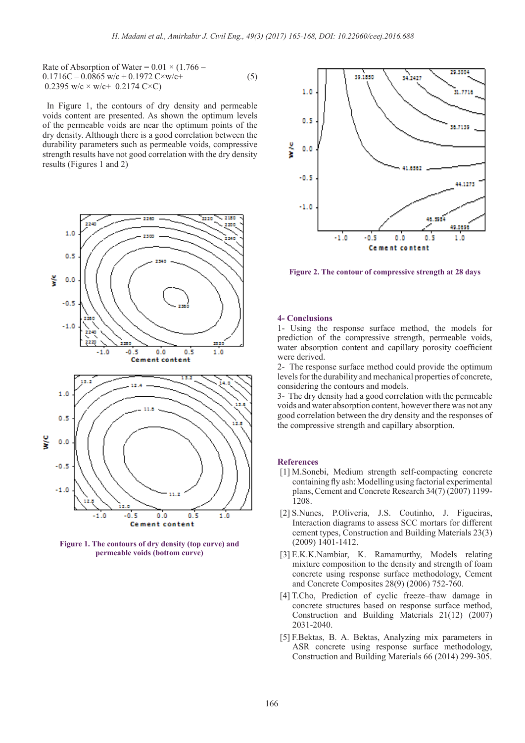$$\text{Rate of Absorption of Water} = 0.01 \times (1.766 - 0.1716C - 0.0865\, w/c + 0.1972\, C\times w/c + 0.2395\, w/c \times w/c + 0.2174\, C\times C) \quad (5)$$

In Figure 1, the contours of dry density and permeable voids content are presented. As shown the optimum levels of the permeable voids are near the optimum points of the dry density. Although there is a good correlation between the durability parameters such as permeable voids, compressive strength results have not good correlation with the dry density results (Figures 1 and 2)

Figure 1. The contours of dry density (top curve) and permeable voids (bottom curve)

Figure 2. The contour of compressive strength at 28 days

## 4- Conclusions

1- Using the response surface method, the models for prediction of the compressive strength, permeable voids, water absorption content and capillary porosity coefficient were derived.

2- The response surface method could provide the optimum levels for the durability and mechanical properties of concrete, considering the contours and models.

3- The dry density had a good correlation with the permeable voids and water absorption content, however there was not any good correlation between the dry density and the responses of the compressive strength and capillary absorption.

## References

[1] M.Sonebi, Medium strength self-compacting concrete containing fly ash: Modelling using factorial experimental plans, Cement and Concrete Research 34(7) (2007) 1199-1208.

[2] S.Nunes, P.Oliveria, J.S. Coutinho, J. Figueiras, Interaction diagrams to assess SCC mortars for different cement types, Construction and Building Materials 23(3) (2009) 1401-1412.

[3] E.K.K.Nambiar, K. Ramamurthy, Models relating mixture composition to the density and strength of foam concrete using response surface methodology, Cement and Concrete Composites 28(9) (2006) 752-760.

[4] T.Cho, Prediction of cyclic freeze–thaw damage in concrete structures based on response surface method, Construction and Building Materials 21(12) (2007) 2031-2040.

[5] F.Bektas, B. A. Bektas, Analyzing mix parameters in ASR concrete using response surface methodology, Construction and Building Materials 66 (2014) 299-305.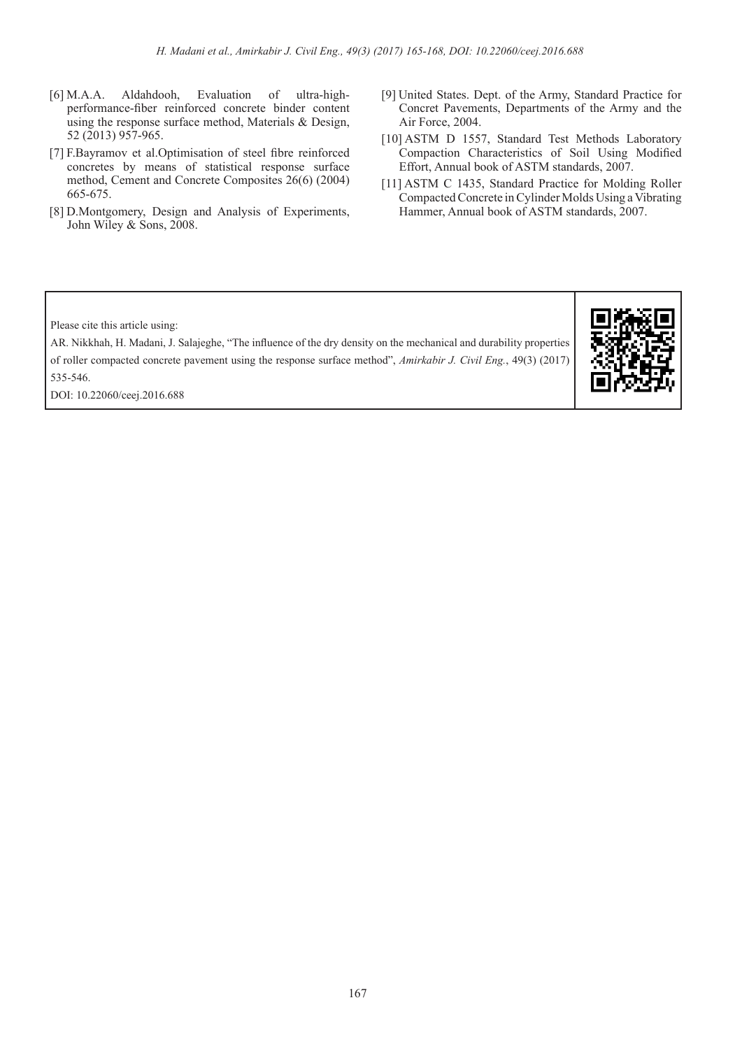[6] M.A.A. Aldahdooh, Evaluation of ultra-high-performance-fiber reinforced concrete binder content using the response surface method, Materials & Design, 52 (2013) 957-965.

[7] F.Bayramov et al.Optimisation of steel fibre reinforced concretes by means of statistical response surface method, Cement and Concrete Composites 26(6) (2004) 665-675.

[8] D.Montgomery, Design and Analysis of Experiments, John Wiley & Sons, 2008.

[9] United States. Dept. of the Army, Standard Practice for Concret Pavements, Departments of the Army and the Air Force, 2004.

[10] ASTM D 1557, Standard Test Methods Laboratory Compaction Characteristics of Soil Using Modified Effort, Annual book of ASTM standards, 2007.

[11] ASTM C 1435, Standard Practice for Molding Roller Compacted Concrete in Cylinder Molds Using a Vibrating Hammer, Annual book of ASTM standards, 2007.

Please cite this article using:

AR. Nikkhah, H. Madani, J. Salajeghe, "The influence of the dry density on the mechanical and durability properties of roller compacted concrete pavement using the response surface method", *Amirkabir J. Civil Eng.*, 49(3) (2017) 535-546.

DOI: 10.22060/ceej.2016.688